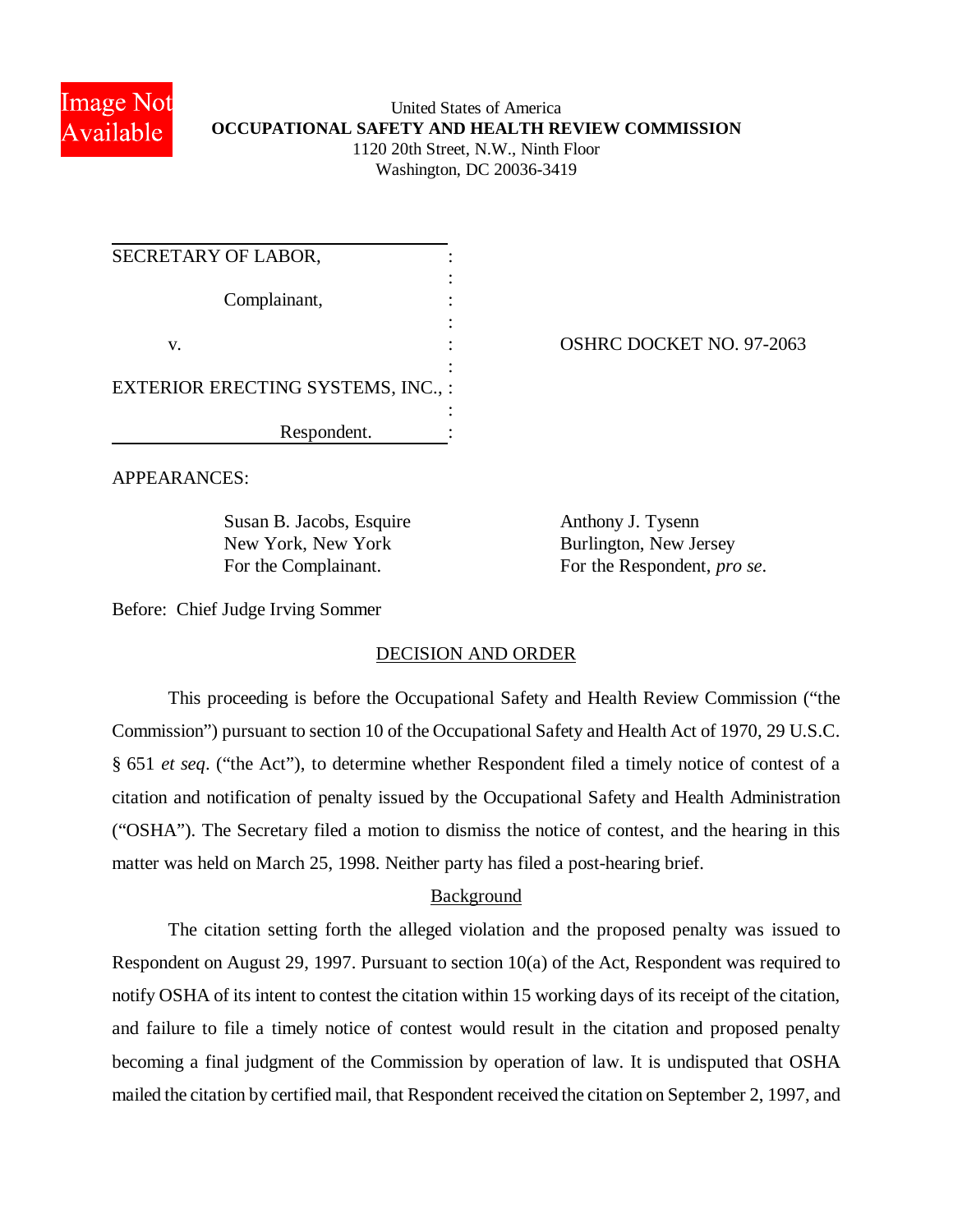United States of America
**OCCUPATIONAL SAFETY AND HEALTH REVIEW COMMISSION**
1120 20th Street, N.W., Ninth Floor
Washington, DC 20036-3419

| | |
|---|---|
| SECRETARY OF LABOR, | |
| Complainant, | |
| v. | OSHRC DOCKET NO. 97-2063 |
| EXTERIOR ERECTING SYSTEMS, INC., | |
| Respondent. | |

APPEARANCES:

Susan B. Jacobs, Esquire
New York, New York
For the Complainant.

Anthony J. Tysenn
Burlington, New Jersey
For the Respondent, *pro se*.

Before: Chief Judge Irving Sommer

## DECISION AND ORDER

This proceeding is before the Occupational Safety and Health Review Commission ("the Commission") pursuant to section 10 of the Occupational Safety and Health Act of 1970, 29 U.S.C. § 651 *et seq*. ("the Act"), to determine whether Respondent filed a timely notice of contest of a citation and notification of penalty issued by the Occupational Safety and Health Administration ("OSHA"). The Secretary filed a motion to dismiss the notice of contest, and the hearing in this matter was held on March 25, 1998. Neither party has filed a post-hearing brief.

### Background

The citation setting forth the alleged violation and the proposed penalty was issued to Respondent on August 29, 1997. Pursuant to section 10(a) of the Act, Respondent was required to notify OSHA of its intent to contest the citation within 15 working days of its receipt of the citation, and failure to file a timely notice of contest would result in the citation and proposed penalty becoming a final judgment of the Commission by operation of law. It is undisputed that OSHA mailed the citation by certified mail, that Respondent received the citation on September 2, 1997, and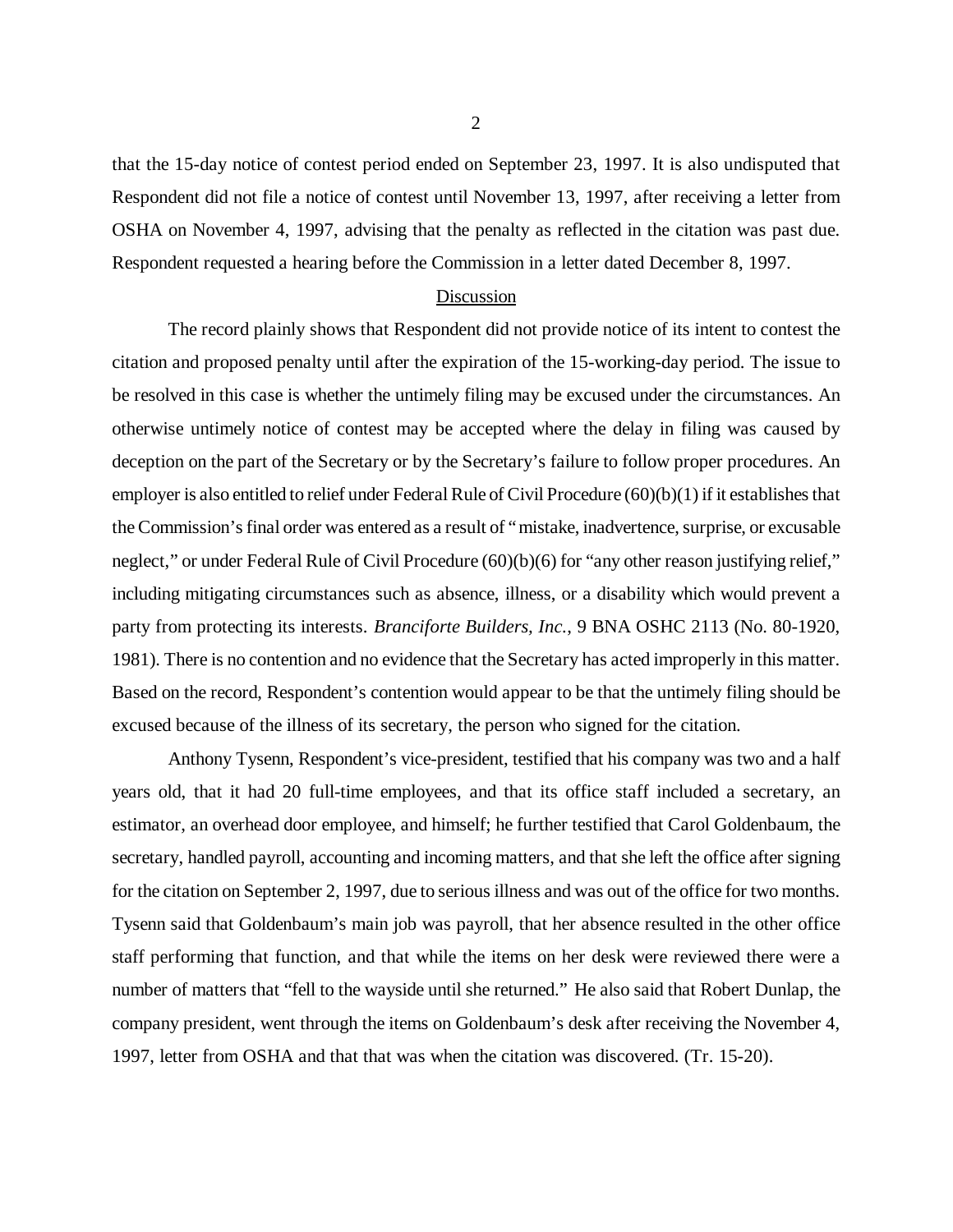that the 15-day notice of contest period ended on September 23, 1997. It is also undisputed that Respondent did not file a notice of contest until November 13, 1997, after receiving a letter from OSHA on November 4, 1997, advising that the penalty as reflected in the citation was past due. Respondent requested a hearing before the Commission in a letter dated December 8, 1997.

## Discussion

The record plainly shows that Respondent did not provide notice of its intent to contest the citation and proposed penalty until after the expiration of the 15-working-day period. The issue to be resolved in this case is whether the untimely filing may be excused under the circumstances. An otherwise untimely notice of contest may be accepted where the delay in filing was caused by deception on the part of the Secretary or by the Secretary's failure to follow proper procedures. An employer is also entitled to relief under Federal Rule of Civil Procedure (60)(b)(1) if it establishes that the Commission's final order was entered as a result of "mistake, inadvertence, surprise, or excusable neglect," or under Federal Rule of Civil Procedure (60)(b)(6) for "any other reason justifying relief," including mitigating circumstances such as absence, illness, or a disability which would prevent a party from protecting its interests. *Branciforte Builders, Inc.*, 9 BNA OSHC 2113 (No. 80-1920, 1981). There is no contention and no evidence that the Secretary has acted improperly in this matter. Based on the record, Respondent's contention would appear to be that the untimely filing should be excused because of the illness of its secretary, the person who signed for the citation.

Anthony Tysenn, Respondent's vice-president, testified that his company was two and a half years old, that it had 20 full-time employees, and that its office staff included a secretary, an estimator, an overhead door employee, and himself; he further testified that Carol Goldenbaum, the secretary, handled payroll, accounting and incoming matters, and that she left the office after signing for the citation on September 2, 1997, due to serious illness and was out of the office for two months. Tysenn said that Goldenbaum's main job was payroll, that her absence resulted in the other office staff performing that function, and that while the items on her desk were reviewed there were a number of matters that "fell to the wayside until she returned." He also said that Robert Dunlap, the company president, went through the items on Goldenbaum's desk after receiving the November 4, 1997, letter from OSHA and that that was when the citation was discovered. (Tr. 15-20).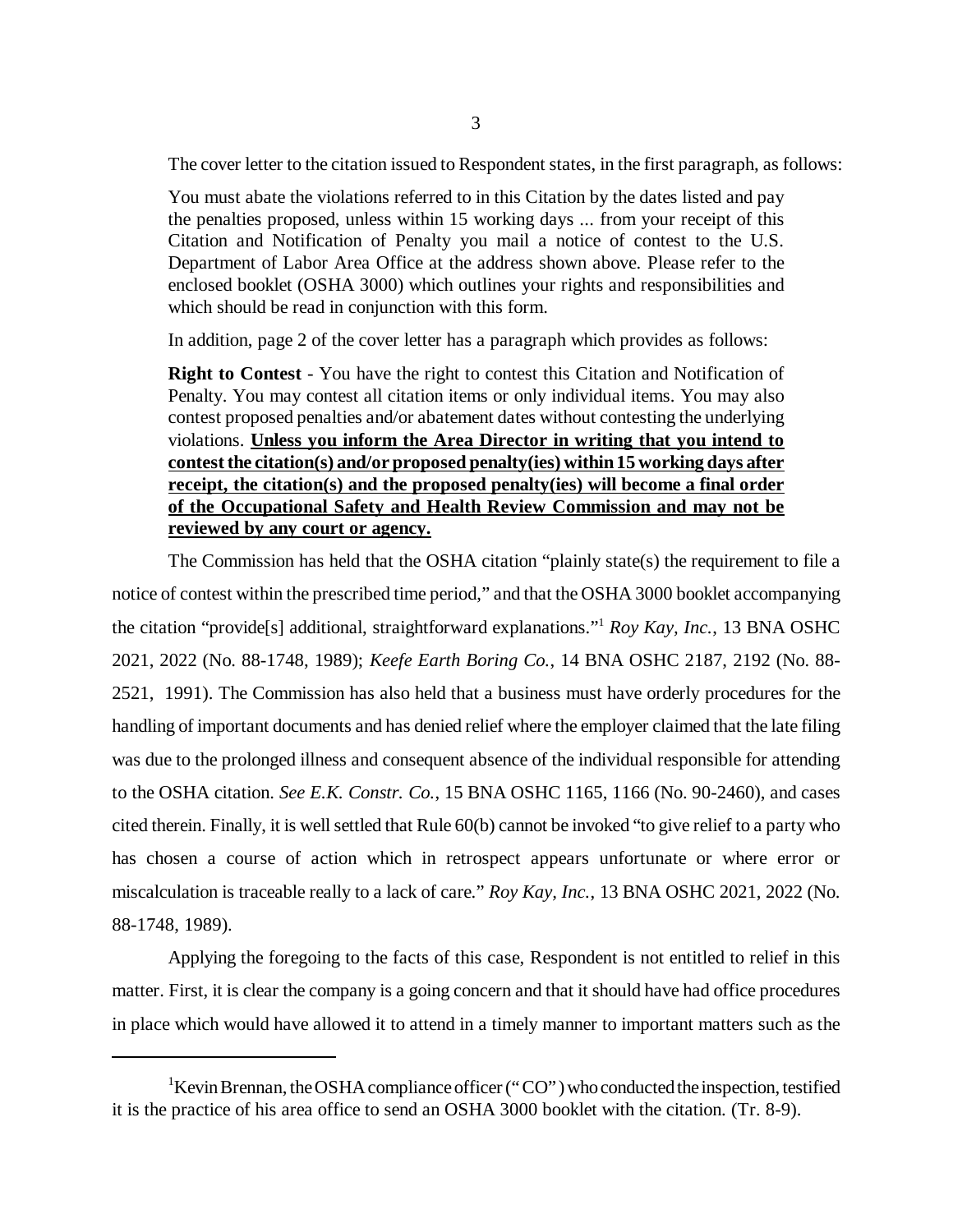The cover letter to the citation issued to Respondent states, in the first paragraph, as follows:

> You must abate the violations referred to in this Citation by the dates listed and pay the penalties proposed, unless within 15 working days ... from your receipt of this Citation and Notification of Penalty you mail a notice of contest to the U.S. Department of Labor Area Office at the address shown above. Please refer to the enclosed booklet (OSHA 3000) which outlines your rights and responsibilities and which should be read in conjunction with this form.

In addition, page 2 of the cover letter has a paragraph which provides as follows:

> **Right to Contest** - You have the right to contest this Citation and Notification of Penalty. You may contest all citation items or only individual items. You may also contest proposed penalties and/or abatement dates without contesting the underlying violations. **<u>Unless you inform the Area Director in writing that you intend to contest the citation(s) and/or proposed penalty(ies) within 15 working days after receipt, the citation(s) and the proposed penalty(ies) will become a final order of the Occupational Safety and Health Review Commission and may not be reviewed by any court or agency.</u>**

The Commission has held that the OSHA citation "plainly state(s) the requirement to file a notice of contest within the prescribed time period," and that the OSHA 3000 booklet accompanying the citation "provide[s] additional, straightforward explanations."[1] *Roy Kay, Inc.*, 13 BNA OSHC 2021, 2022 (No. 88-1748, 1989); *Keefe Earth Boring Co.*, 14 BNA OSHC 2187, 2192 (No. 88-2521, 1991). The Commission has also held that a business must have orderly procedures for the handling of important documents and has denied relief where the employer claimed that the late filing was due to the prolonged illness and consequent absence of the individual responsible for attending to the OSHA citation. *See E.K. Constr. Co.*, 15 BNA OSHC 1165, 1166 (No. 90-2460), and cases cited therein. Finally, it is well settled that Rule 60(b) cannot be invoked "to give relief to a party who has chosen a course of action which in retrospect appears unfortunate or where error or miscalculation is traceable really to a lack of care." *Roy Kay, Inc.*, 13 BNA OSHC 2021, 2022 (No. 88-1748, 1989).

Applying the foregoing to the facts of this case, Respondent is not entitled to relief in this matter. First, it is clear the company is a going concern and that it should have had office procedures in place which would have allowed it to attend in a timely manner to important matters such as the

---

[1] Kevin Brennan, the OSHA compliance officer ("CO") who conducted the inspection, testified it is the practice of his area office to send an OSHA 3000 booklet with the citation. (Tr. 8-9).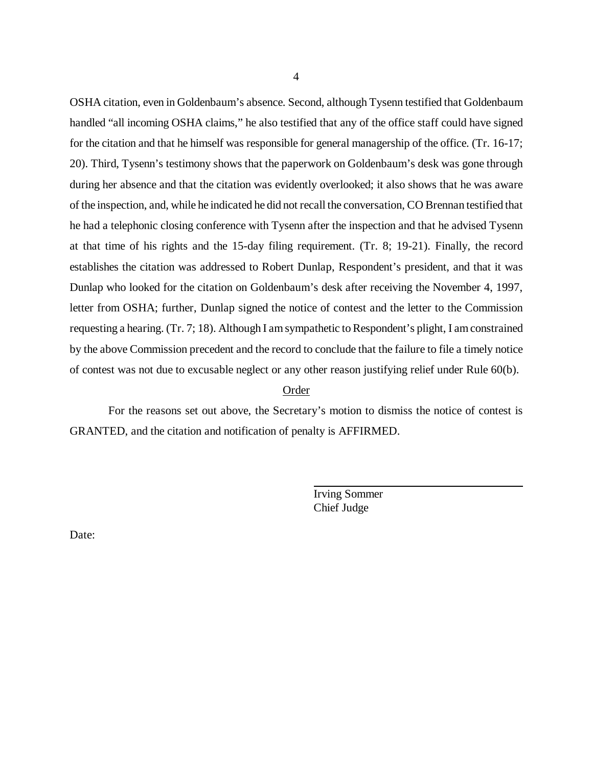OSHA citation, even in Goldenbaum's absence. Second, although Tysenn testified that Goldenbaum handled "all incoming OSHA claims," he also testified that any of the office staff could have signed for the citation and that he himself was responsible for general managership of the office. (Tr. 16-17; 20). Third, Tysenn's testimony shows that the paperwork on Goldenbaum's desk was gone through during her absence and that the citation was evidently overlooked; it also shows that he was aware of the inspection, and, while he indicated he did not recall the conversation, CO Brennan testified that he had a telephonic closing conference with Tysenn after the inspection and that he advised Tysenn at that time of his rights and the 15-day filing requirement. (Tr. 8; 19-21). Finally, the record establishes the citation was addressed to Robert Dunlap, Respondent's president, and that it was Dunlap who looked for the citation on Goldenbaum's desk after receiving the November 4, 1997, letter from OSHA; further, Dunlap signed the notice of contest and the letter to the Commission requesting a hearing. (Tr. 7; 18). Although I am sympathetic to Respondent's plight, I am constrained by the above Commission precedent and the record to conclude that the failure to file a timely notice of contest was not due to excusable neglect or any other reason justifying relief under Rule 60(b).

## Order

For the reasons set out above, the Secretary's motion to dismiss the notice of contest is GRANTED, and the citation and notification of penalty is AFFIRMED.

Irving Sommer
Chief Judge

Date: